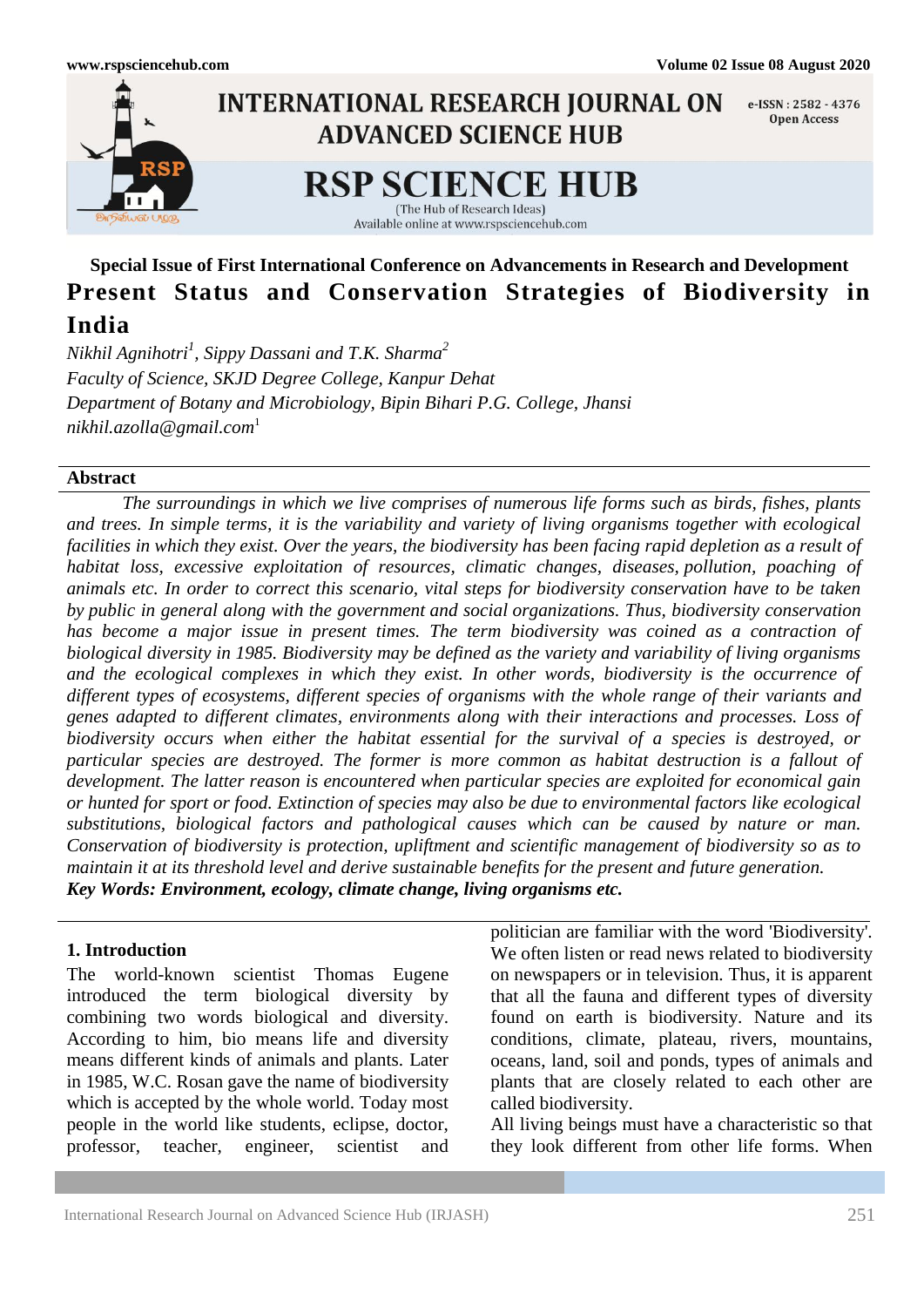**Special Issue of First International Conference on Advancements in Research and Development**

# Present Status and Conservation Strategies of Biodiversity in India

*Nikhil Agnihotri*[1], *Sippy Dassani and T.K. Sharma*[2]

*Faculty of Science, SKJD Degree College, Kanpur Dehat*

*Department of Botany and Microbiology, Bipin Bihari P.G. College, Jhansi*

*nikhil.azolla@gmail.com*[1]

## Abstract

*The surroundings in which we live comprises of numerous life forms such as birds, fishes, plants and trees. In simple terms, it is the variability and variety of living organisms together with ecological facilities in which they exist. Over the years, the biodiversity has been facing rapid depletion as a result of habitat loss, excessive exploitation of resources, climatic changes, diseases, pollution, poaching of animals etc. In order to correct this scenario, vital steps for biodiversity conservation have to be taken by public in general along with the government and social organizations. Thus, biodiversity conservation has become a major issue in present times. The term biodiversity was coined as a contraction of biological diversity in 1985. Biodiversity may be defined as the variety and variability of living organisms and the ecological complexes in which they exist. In other words, biodiversity is the occurrence of different types of ecosystems, different species of organisms with the whole range of their variants and genes adapted to different climates, environments along with their interactions and processes. Loss of biodiversity occurs when either the habitat essential for the survival of a species is destroyed, or particular species are destroyed. The former is more common as habitat destruction is a fallout of development. The latter reason is encountered when particular species are exploited for economical gain or hunted for sport or food. Extinction of species may also be due to environmental factors like ecological substitutions, biological factors and pathological causes which can be caused by nature or man. Conservation of biodiversity is protection, upliftment and scientific management of biodiversity so as to maintain it at its threshold level and derive sustainable benefits for the present and future generation.*

***Key Words: Environment, ecology, climate change, living organisms etc.***

## 1. Introduction

The world-known scientist Thomas Eugene introduced the term biological diversity by combining two words biological and diversity. According to him, bio means life and diversity means different kinds of animals and plants. Later in 1985, W.C. Rosan gave the name of biodiversity which is accepted by the whole world. Today most people in the world like students, eclipse, doctor, professor, teacher, engineer, scientist and politician are familiar with the word 'Biodiversity'. We often listen or read news related to biodiversity on newspapers or in television. Thus, it is apparent that all the fauna and different types of diversity found on earth is biodiversity. Nature and its conditions, climate, plateau, rivers, mountains, oceans, land, soil and ponds, types of animals and plants that are closely related to each other are called biodiversity.

All living beings must have a characteristic so that they look different from other life forms. When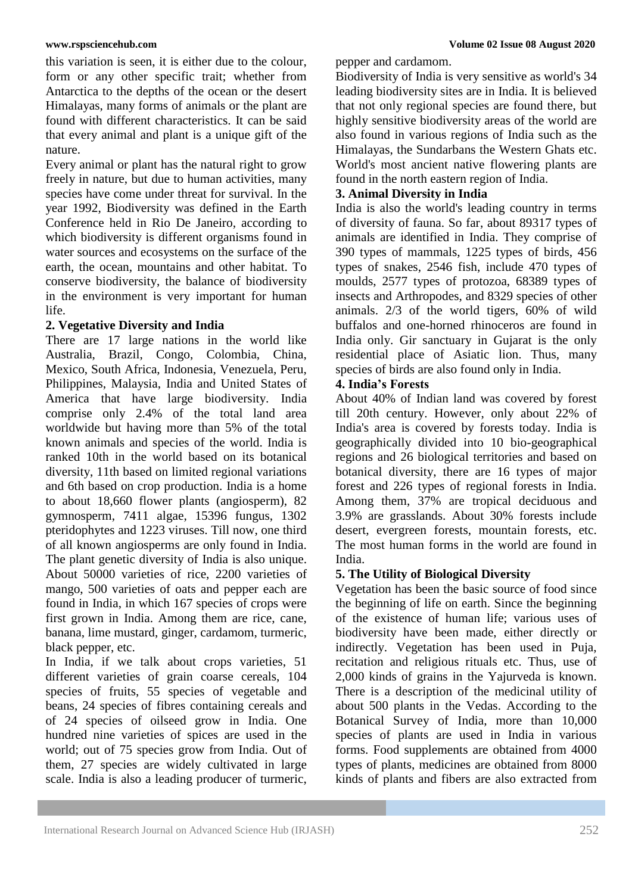this variation is seen, it is either due to the colour, form or any other specific trait; whether from Antarctica to the depths of the ocean or the desert Himalayas, many forms of animals or the plant are found with different characteristics. It can be said that every animal and plant is a unique gift of the nature.

Every animal or plant has the natural right to grow freely in nature, but due to human activities, many species have come under threat for survival. In the year 1992, Biodiversity was defined in the Earth Conference held in Rio De Janeiro, according to which biodiversity is different organisms found in water sources and ecosystems on the surface of the earth, the ocean, mountains and other habitat. To conserve biodiversity, the balance of biodiversity in the environment is very important for human life.

**2. Vegetative Diversity and India**

There are 17 large nations in the world like Australia, Brazil, Congo, Colombia, China, Mexico, South Africa, Indonesia, Venezuela, Peru, Philippines, Malaysia, India and United States of America that have large biodiversity. India comprise only 2.4% of the total land area worldwide but having more than 5% of the total known animals and species of the world. India is ranked 10th in the world based on its botanical diversity, 11th based on limited regional variations and 6th based on crop production. India is a home to about 18,660 flower plants (angiosperm), 82 gymnosperm, 7411 algae, 15396 fungus, 1302 pteridophytes and 1223 viruses. Till now, one third of all known angiosperms are only found in India. The plant genetic diversity of India is also unique. About 50000 varieties of rice, 2200 varieties of mango, 500 varieties of oats and pepper each are found in India, in which 167 species of crops were first grown in India. Among them are rice, cane, banana, lime mustard, ginger, cardamom, turmeric, black pepper, etc.

In India, if we talk about crops varieties, 51 different varieties of grain coarse cereals, 104 species of fruits, 55 species of vegetable and beans, 24 species of fibres containing cereals and of 24 species of oilseed grow in India. One hundred nine varieties of spices are used in the world; out of 75 species grow from India. Out of them, 27 species are widely cultivated in large scale. India is also a leading producer of turmeric, pepper and cardamom.

Biodiversity of India is very sensitive as world's 34 leading biodiversity sites are in India. It is believed that not only regional species are found there, but highly sensitive biodiversity areas of the world are also found in various regions of India such as the Himalayas, the Sundarbans the Western Ghats etc. World's most ancient native flowering plants are found in the north eastern region of India.

**3. Animal Diversity in India**

India is also the world's leading country in terms of diversity of fauna. So far, about 89317 types of animals are identified in India. They comprise of 390 types of mammals, 1225 types of birds, 456 types of snakes, 2546 fish, include 470 types of moulds, 2577 types of protozoa, 68389 types of insects and Arthropodes, and 8329 species of other animals. 2/3 of the world tigers, 60% of wild buffalos and one-horned rhinoceros are found in India only. Gir sanctuary in Gujarat is the only residential place of Asiatic lion. Thus, many species of birds are also found only in India.

**4. India's Forests**

About 40% of Indian land was covered by forest till 20th century. However, only about 22% of India's area is covered by forests today. India is geographically divided into 10 bio-geographical regions and 26 biological territories and based on botanical diversity, there are 16 types of major forest and 226 types of regional forests in India. Among them, 37% are tropical deciduous and 3.9% are grasslands. About 30% forests include desert, evergreen forests, mountain forests, etc. The most human forms in the world are found in India.

**5. The Utility of Biological Diversity**

Vegetation has been the basic source of food since the beginning of life on earth. Since the beginning of the existence of human life; various uses of biodiversity have been made, either directly or indirectly. Vegetation has been used in Puja, recitation and religious rituals etc. Thus, use of 2,000 kinds of grains in the Yajurveda is known. There is a description of the medicinal utility of about 500 plants in the Vedas. According to the Botanical Survey of India, more than 10,000 species of plants are used in India in various forms. Food supplements are obtained from 4000 types of plants, medicines are obtained from 8000 kinds of plants and fibers are also extracted from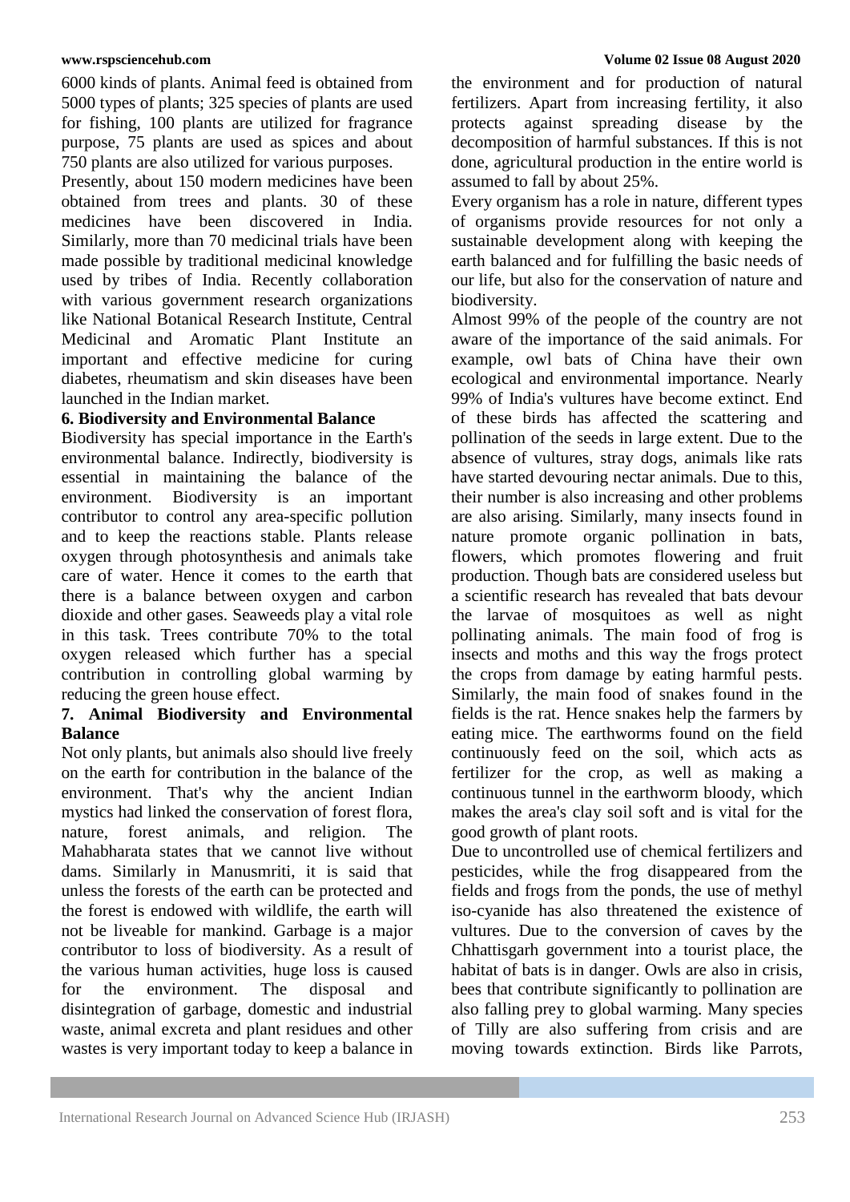6000 kinds of plants. Animal feed is obtained from 5000 types of plants; 325 species of plants are used for fishing, 100 plants are utilized for fragrance purpose, 75 plants are used as spices and about 750 plants are also utilized for various purposes.

Presently, about 150 modern medicines have been obtained from trees and plants. 30 of these medicines have been discovered in India. Similarly, more than 70 medicinal trials have been made possible by traditional medicinal knowledge used by tribes of India. Recently collaboration with various government research organizations like National Botanical Research Institute, Central Medicinal and Aromatic Plant Institute an important and effective medicine for curing diabetes, rheumatism and skin diseases have been launched in the Indian market.

**6. Biodiversity and Environmental Balance**

Biodiversity has special importance in the Earth's environmental balance. Indirectly, biodiversity is essential in maintaining the balance of the environment. Biodiversity is an important contributor to control any area-specific pollution and to keep the reactions stable. Plants release oxygen through photosynthesis and animals take care of water. Hence it comes to the earth that there is a balance between oxygen and carbon dioxide and other gases. Seaweeds play a vital role in this task. Trees contribute 70% to the total oxygen released which further has a special contribution in controlling global warming by reducing the green house effect.

**7. Animal Biodiversity and Environmental Balance**

Not only plants, but animals also should live freely on the earth for contribution in the balance of the environment. That's why the ancient Indian mystics had linked the conservation of forest flora, nature, forest animals, and religion. The Mahabharata states that we cannot live without dams. Similarly in Manusmriti, it is said that unless the forests of the earth can be protected and the forest is endowed with wildlife, the earth will not be liveable for mankind. Garbage is a major contributor to loss of biodiversity. As a result of the various human activities, huge loss is caused for the environment. The disposal and disintegration of garbage, domestic and industrial waste, animal excreta and plant residues and other wastes is very important today to keep a balance in the environment and for production of natural fertilizers. Apart from increasing fertility, it also protects against spreading disease by the decomposition of harmful substances. If this is not done, agricultural production in the entire world is assumed to fall by about 25%.

Every organism has a role in nature, different types of organisms provide resources for not only a sustainable development along with keeping the earth balanced and for fulfilling the basic needs of our life, but also for the conservation of nature and biodiversity.

Almost 99% of the people of the country are not aware of the importance of the said animals. For example, owl bats of China have their own ecological and environmental importance. Nearly 99% of India's vultures have become extinct. End of these birds has affected the scattering and pollination of the seeds in large extent. Due to the absence of vultures, stray dogs, animals like rats have started devouring nectar animals. Due to this, their number is also increasing and other problems are also arising. Similarly, many insects found in nature promote organic pollination in bats, flowers, which promotes flowering and fruit production. Though bats are considered useless but a scientific research has revealed that bats devour the larvae of mosquitoes as well as night pollinating animals. The main food of frog is insects and moths and this way the frogs protect the crops from damage by eating harmful pests. Similarly, the main food of snakes found in the fields is the rat. Hence snakes help the farmers by eating mice. The earthworms found on the field continuously feed on the soil, which acts as fertilizer for the crop, as well as making a continuous tunnel in the earthworm bloody, which makes the area's clay soil soft and is vital for the good growth of plant roots.

Due to uncontrolled use of chemical fertilizers and pesticides, while the frog disappeared from the fields and frogs from the ponds, the use of methyl iso-cyanide has also threatened the existence of vultures. Due to the conversion of caves by the Chhattisgarh government into a tourist place, the habitat of bats is in danger. Owls are also in crisis, bees that contribute significantly to pollination are also falling prey to global warming. Many species of Tilly are also suffering from crisis and are moving towards extinction. Birds like Parrots,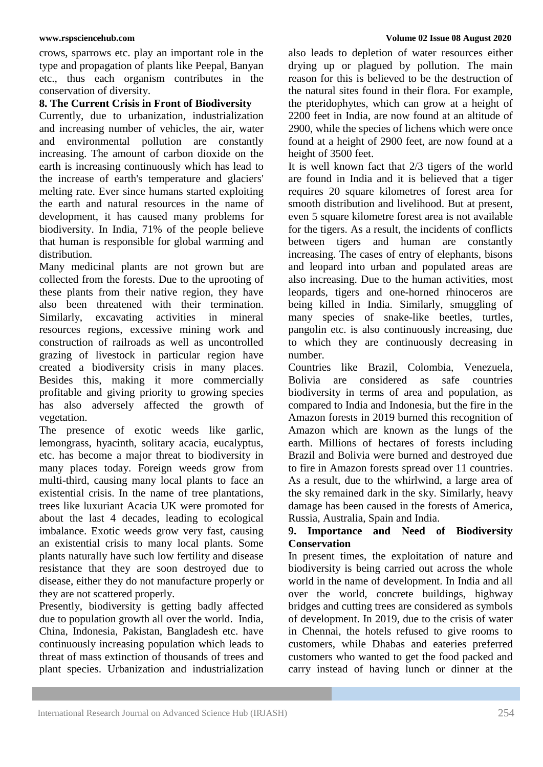crows, sparrows etc. play an important role in the type and propagation of plants like Peepal, Banyan etc., thus each organism contributes in the conservation of diversity.

## 8. The Current Crisis in Front of Biodiversity

Currently, due to urbanization, industrialization and increasing number of vehicles, the air, water and environmental pollution are constantly increasing. The amount of carbon dioxide on the earth is increasing continuously which has lead to the increase of earth's temperature and glaciers' melting rate. Ever since humans started exploiting the earth and natural resources in the name of development, it has caused many problems for biodiversity. In India, 71% of the people believe that human is responsible for global warming and distribution.

Many medicinal plants are not grown but are collected from the forests. Due to the uprooting of these plants from their native region, they have also been threatened with their termination. Similarly, excavating activities in mineral resources regions, excessive mining work and construction of railroads as well as uncontrolled grazing of livestock in particular region have created a biodiversity crisis in many places. Besides this, making it more commercially profitable and giving priority to growing species has also adversely affected the growth of vegetation.

The presence of exotic weeds like garlic, lemongrass, hyacinth, solitary acacia, eucalyptus, etc. has become a major threat to biodiversity in many places today. Foreign weeds grow from multi-third, causing many local plants to face an existential crisis. In the name of tree plantations, trees like luxuriant Acacia UK were promoted for about the last 4 decades, leading to ecological imbalance. Exotic weeds grow very fast, causing an existential crisis to many local plants. Some plants naturally have such low fertility and disease resistance that they are soon destroyed due to disease, either they do not manufacture properly or they are not scattered properly.

Presently, biodiversity is getting badly affected due to population growth all over the world. India, China, Indonesia, Pakistan, Bangladesh etc. have continuously increasing population which leads to threat of mass extinction of thousands of trees and plant species. Urbanization and industrialization also leads to depletion of water resources either drying up or plagued by pollution. The main reason for this is believed to be the destruction of the natural sites found in their flora. For example, the pteridophytes, which can grow at a height of 2200 feet in India, are now found at an altitude of 2900, while the species of lichens which were once found at a height of 2900 feet, are now found at a height of 3500 feet.

It is well known fact that 2/3 tigers of the world are found in India and it is believed that a tiger requires 20 square kilometres of forest area for smooth distribution and livelihood. But at present, even 5 square kilometre forest area is not available for the tigers. As a result, the incidents of conflicts between tigers and human are constantly increasing. The cases of entry of elephants, bisons and leopard into urban and populated areas are also increasing. Due to the human activities, most leopards, tigers and one-horned rhinoceros are being killed in India. Similarly, smuggling of many species of snake-like beetles, turtles, pangolin etc. is also continuously increasing, due to which they are continuously decreasing in number.

Countries like Brazil, Colombia, Venezuela, Bolivia are considered as safe countries biodiversity in terms of area and population, as compared to India and Indonesia, but the fire in the Amazon forests in 2019 burned this recognition of Amazon which are known as the lungs of the earth. Millions of hectares of forests including Brazil and Bolivia were burned and destroyed due to fire in Amazon forests spread over 11 countries. As a result, due to the whirlwind, a large area of the sky remained dark in the sky. Similarly, heavy damage has been caused in the forests of America, Russia, Australia, Spain and India.

## 9. Importance and Need of Biodiversity Conservation

In present times, the exploitation of nature and biodiversity is being carried out across the whole world in the name of development. In India and all over the world, concrete buildings, highway bridges and cutting trees are considered as symbols of development. In 2019, due to the crisis of water in Chennai, the hotels refused to give rooms to customers, while Dhabas and eateries preferred customers who wanted to get the food packed and carry instead of having lunch or dinner at the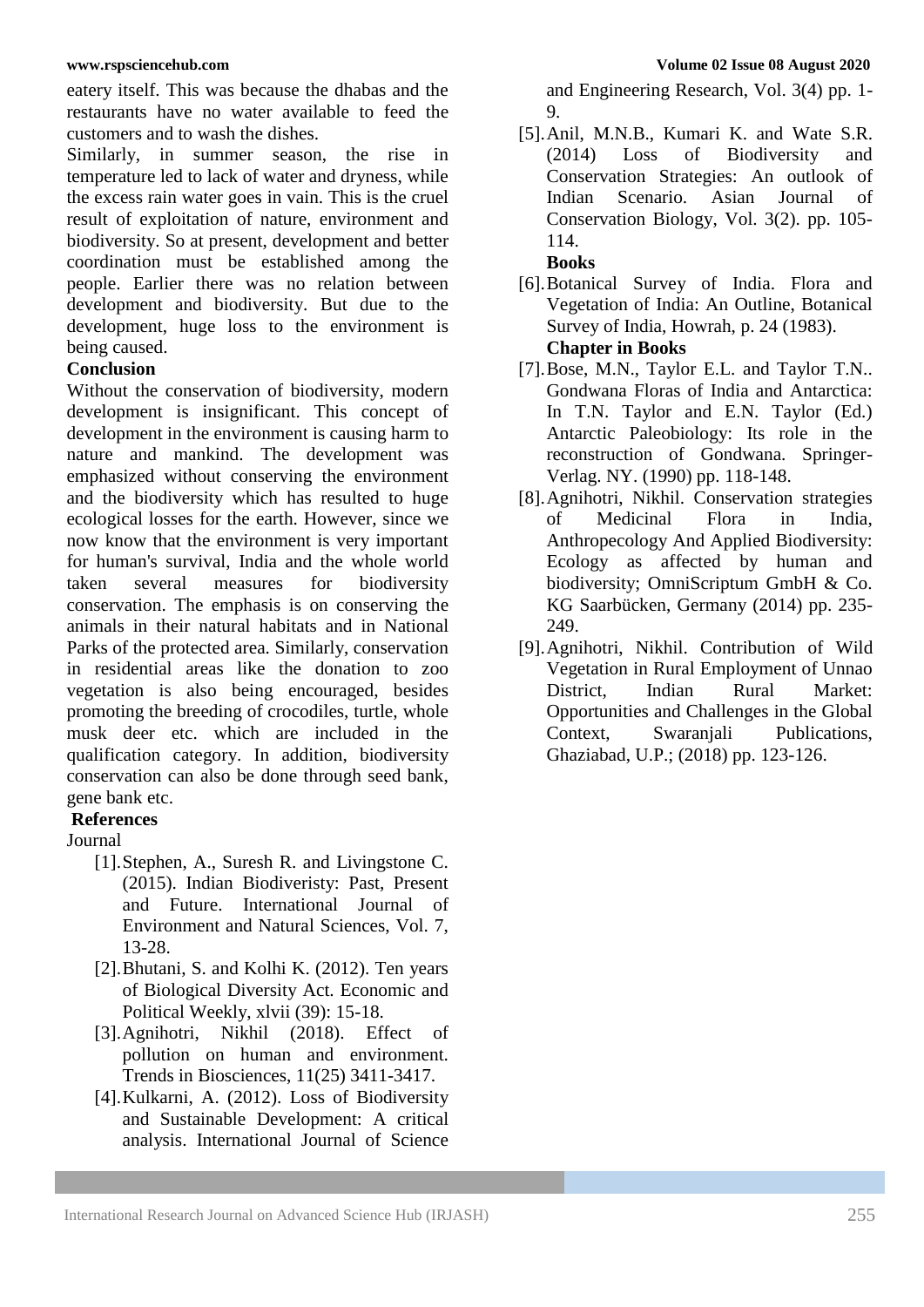eatery itself. This was because the dhabas and the restaurants have no water available to feed the customers and to wash the dishes.

Similarly, in summer season, the rise in temperature led to lack of water and dryness, while the excess rain water goes in vain. This is the cruel result of exploitation of nature, environment and biodiversity. So at present, development and better coordination must be established among the people. Earlier there was no relation between development and biodiversity. But due to the development, huge loss to the environment is being caused.

## Conclusion

Without the conservation of biodiversity, modern development is insignificant. This concept of development in the environment is causing harm to nature and mankind. The development was emphasized without conserving the environment and the biodiversity which has resulted to huge ecological losses for the earth. However, since we now know that the environment is very important for human's survival, India and the whole world taken several measures for biodiversity conservation. The emphasis is on conserving the animals in their natural habitats and in National Parks of the protected area. Similarly, conservation in residential areas like the donation to zoo vegetation is also being encouraged, besides promoting the breeding of crocodiles, turtle, whole musk deer etc. which are included in the qualification category. In addition, biodiversity conservation can also be done through seed bank, gene bank etc.

## References

Journal

[1]. Stephen, A., Suresh R. and Livingstone C. (2015). Indian Biodiveristy: Past, Present and Future. International Journal of Environment and Natural Sciences, Vol. 7, 13-28.

[2]. Bhutani, S. and Kolhi K. (2012). Ten years of Biological Diversity Act. Economic and Political Weekly, xlvii (39): 15-18.

[3]. Agnihotri, Nikhil (2018). Effect of pollution on human and environment. Trends in Biosciences, 11(25) 3411-3417.

[4]. Kulkarni, A. (2012). Loss of Biodiversity and Sustainable Development: A critical analysis. International Journal of Science and Engineering Research, Vol. 3(4) pp. 1-9.

[5]. Anil, M.N.B., Kumari K. and Wate S.R. (2014) Loss of Biodiversity and Conservation Strategies: An outlook of Indian Scenario. Asian Journal of Conservation Biology, Vol. 3(2). pp. 105-114.

**Books**

[6]. Botanical Survey of India. Flora and Vegetation of India: An Outline, Botanical Survey of India, Howrah, p. 24 (1983).

**Chapter in Books**

[7]. Bose, M.N., Taylor E.L. and Taylor T.N.. Gondwana Floras of India and Antarctica: In T.N. Taylor and E.N. Taylor (Ed.) Antarctic Paleobiology: Its role in the reconstruction of Gondwana. Springer-Verlag. NY. (1990) pp. 118-148.

[8]. Agnihotri, Nikhil. Conservation strategies of Medicinal Flora in India, Anthropecology And Applied Biodiversity: Ecology as affected by human and biodiversity; OmniScriptum GmbH & Co. KG Saarbücken, Germany (2014) pp. 235-249.

[9]. Agnihotri, Nikhil. Contribution of Wild Vegetation in Rural Employment of Unnao District, Indian Rural Market: Opportunities and Challenges in the Global Context, Swaranjali Publications, Ghaziabad, U.P.; (2018) pp. 123-126.